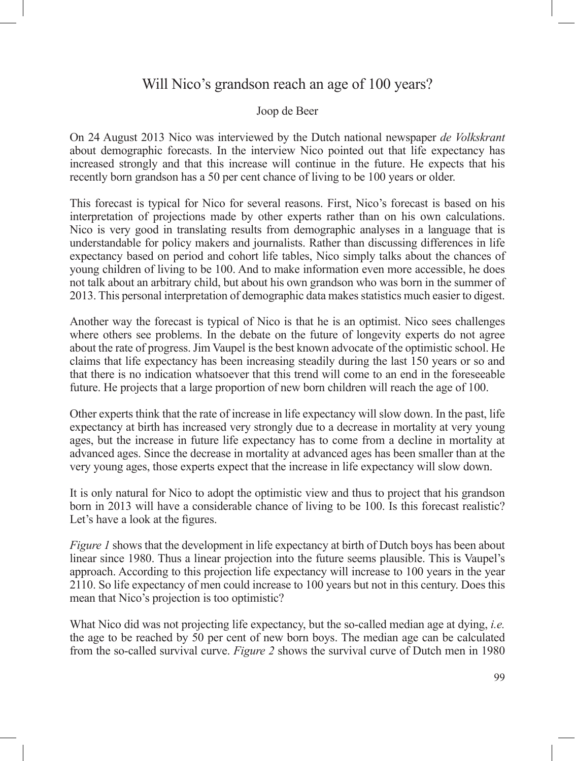# Will Nico's grandson reach an age of 100 years?

Joop de Beer

On 24 August 2013 Nico was interviewed by the Dutch national newspaper *de Volkskrant* about demographic forecasts. In the interview Nico pointed out that life expectancy has increased strongly and that this increase will continue in the future. He expects that his recently born grandson has a 50 per cent chance of living to be 100 years or older.

This forecast is typical for Nico for several reasons. First, Nico's forecast is based on his interpretation of projections made by other experts rather than on his own calculations. Nico is very good in translating results from demographic analyses in a language that is understandable for policy makers and journalists. Rather than discussing differences in life expectancy based on period and cohort life tables, Nico simply talks about the chances of young children of living to be 100. And to make information even more accessible, he does not talk about an arbitrary child, but about his own grandson who was born in the summer of 2013. This personal interpretation of demographic data makes statistics much easier to digest.

Another way the forecast is typical of Nico is that he is an optimist. Nico sees challenges where others see problems. In the debate on the future of longevity experts do not agree about the rate of progress. Jim Vaupel is the best known advocate of the optimistic school. He claims that life expectancy has been increasing steadily during the last 150 years or so and that there is no indication whatsoever that this trend will come to an end in the foreseeable future. He projects that a large proportion of new born children will reach the age of 100.

Other experts think that the rate of increase in life expectancy will slow down. In the past, life expectancy at birth has increased very strongly due to a decrease in mortality at very young ages, but the increase in future life expectancy has to come from a decline in mortality at advanced ages. Since the decrease in mortality at advanced ages has been smaller than at the very young ages, those experts expect that the increase in life expectancy will slow down.

It is only natural for Nico to adopt the optimistic view and thus to project that his grandson born in 2013 will have a considerable chance of living to be 100. Is this forecast realistic? Let's have a look at the figures.

*Figure 1* shows that the development in life expectancy at birth of Dutch boys has been about linear since 1980. Thus a linear projection into the future seems plausible. This is Vaupel's approach. According to this projection life expectancy will increase to 100 years in the year 2110. So life expectancy of men could increase to 100 years but not in this century. Does this mean that Nico's projection is too optimistic?

What Nico did was not projecting life expectancy, but the so-called median age at dying, *i.e.* the age to be reached by 50 per cent of new born boys. The median age can be calculated from the so-called survival curve. *Figure 2* shows the survival curve of Dutch men in 1980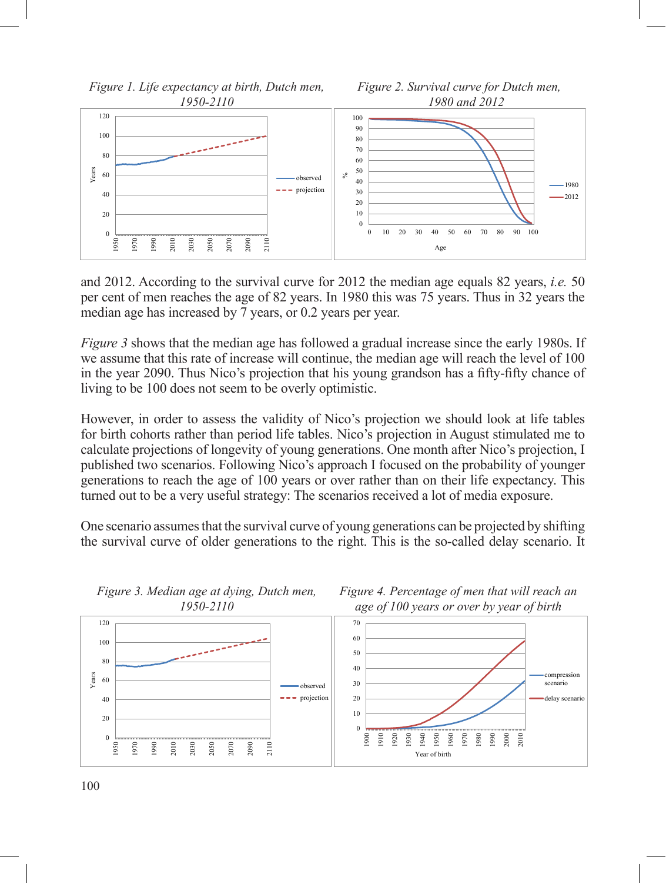*Figure 1. Life expectancy at birth, Dutch men, 1950-2110*

*Figure 2. Survival curve for Dutch men, 1980 and 2012*

and 2012. According to the survival curve for 2012 the median age equals 82 years, *i.e.* 50 per cent of men reaches the age of 82 years. In 1980 this was 75 years. Thus in 32 years the median age has increased by 7 years, or 0.2 years per year.

*Figure 3* shows that the median age has followed a gradual increase since the early 1980s. If we assume that this rate of increase will continue, the median age will reach the level of 100 in the year 2090. Thus Nico's projection that his young grandson has a fifty-fifty chance of living to be 100 does not seem to be overly optimistic.

However, in order to assess the validity of Nico's projection we should look at life tables for birth cohorts rather than period life tables. Nico's projection in August stimulated me to calculate projections of longevity of young generations. One month after Nico's projection, I published two scenarios. Following Nico's approach I focused on the probability of younger generations to reach the age of 100 years or over rather than on their life expectancy. This turned out to be a very useful strategy: The scenarios received a lot of media exposure.

One scenario assumes that the survival curve of young generations can be projected by shifting the survival curve of older generations to the right. This is the so-called delay scenario. It

*Figure 3. Median age at dying, Dutch men, 1950-2110*

*Figure 4. Percentage of men that will reach an age of 100 years or over by year of birth*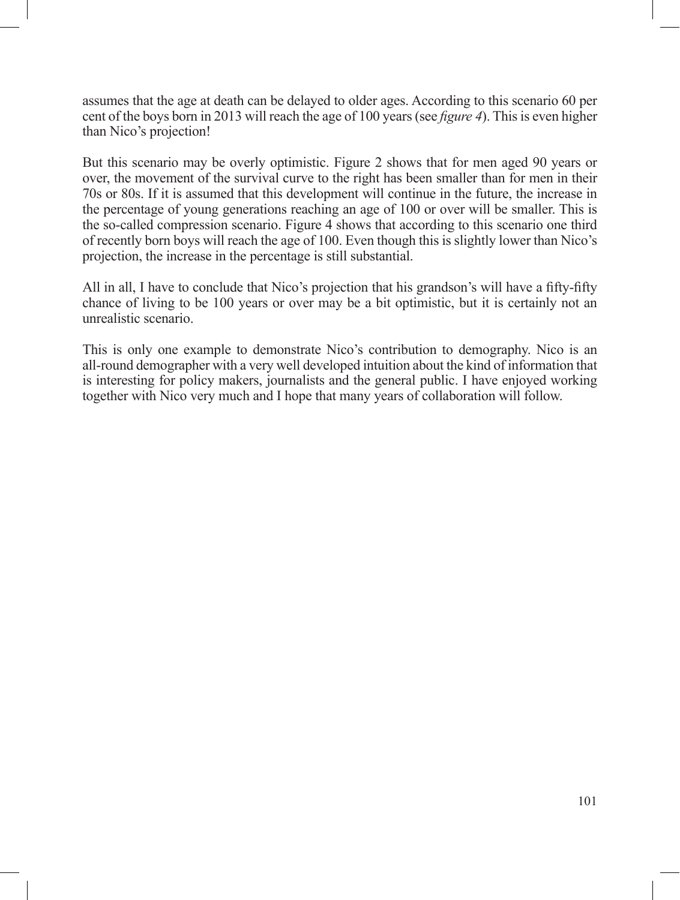assumes that the age at death can be delayed to older ages. According to this scenario 60 per cent of the boys born in 2013 will reach the age of 100 years (see *figure 4*). This is even higher than Nico's projection!

But this scenario may be overly optimistic. Figure 2 shows that for men aged 90 years or over, the movement of the survival curve to the right has been smaller than for men in their 70s or 80s. If it is assumed that this development will continue in the future, the increase in the percentage of young generations reaching an age of 100 or over will be smaller. This is the so-called compression scenario. Figure 4 shows that according to this scenario one third of recently born boys will reach the age of 100. Even though this is slightly lower than Nico's projection, the increase in the percentage is still substantial.

All in all, I have to conclude that Nico's projection that his grandson's will have a fifty-fifty chance of living to be 100 years or over may be a bit optimistic, but it is certainly not an unrealistic scenario.

This is only one example to demonstrate Nico's contribution to demography. Nico is an all-round demographer with a very well developed intuition about the kind of information that is interesting for policy makers, journalists and the general public. I have enjoyed working together with Nico very much and I hope that many years of collaboration will follow.